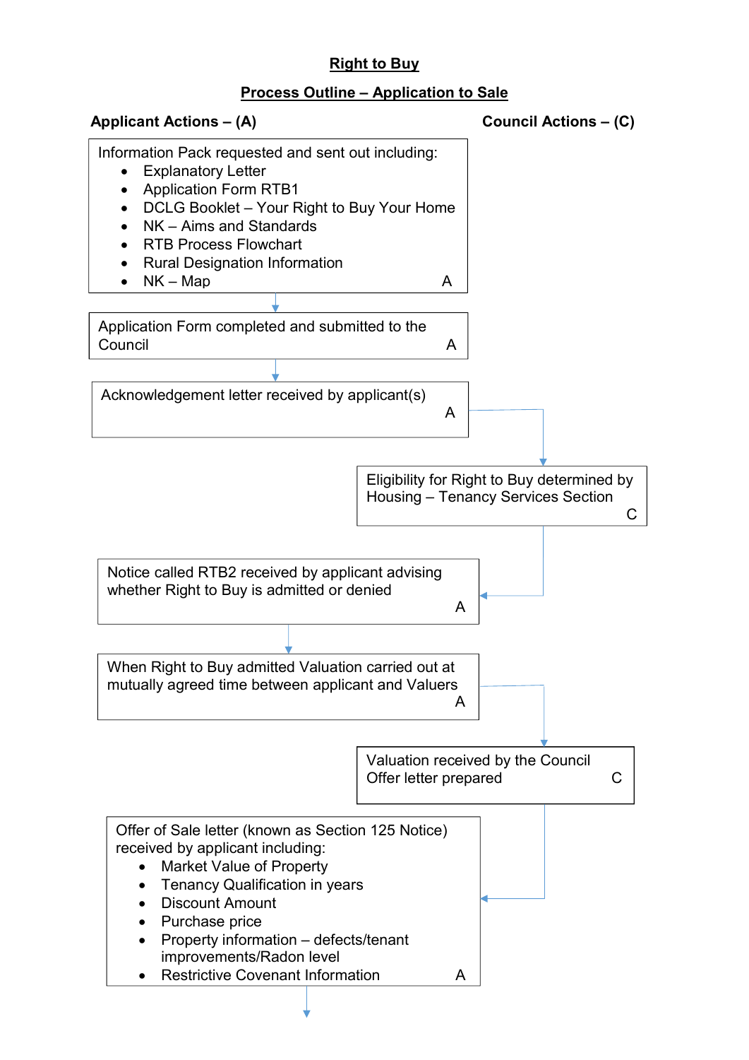# Right to Buy

## Process Outline – Application to Sale

**Applicant Actions – (A)** **Council Actions – (C)**

Information Pack requested and sent out including:

- Explanatory Letter
- Application Form RTB1
- DCLG Booklet – Your Right to Buy Your Home
- NK – Aims and Standards
- RTB Process Flowchart
- Rural Designation Information
- NK – Map

A

Application Form completed and submitted to the Council A

Acknowledgement letter received by applicant(s) A

Eligibility for Right to Buy determined by Housing – Tenancy Services Section C

Notice called RTB2 received by applicant advising whether Right to Buy is admitted or denied A

When Right to Buy admitted Valuation carried out at mutually agreed time between applicant and Valuers A

Valuation received by the Council
Offer letter prepared C

Offer of Sale letter (known as Section 125 Notice) received by applicant including:

- Market Value of Property
- Tenancy Qualification in years
- Discount Amount
- Purchase price
- Property information – defects/tenant improvements/Radon level
- Restrictive Covenant Information

A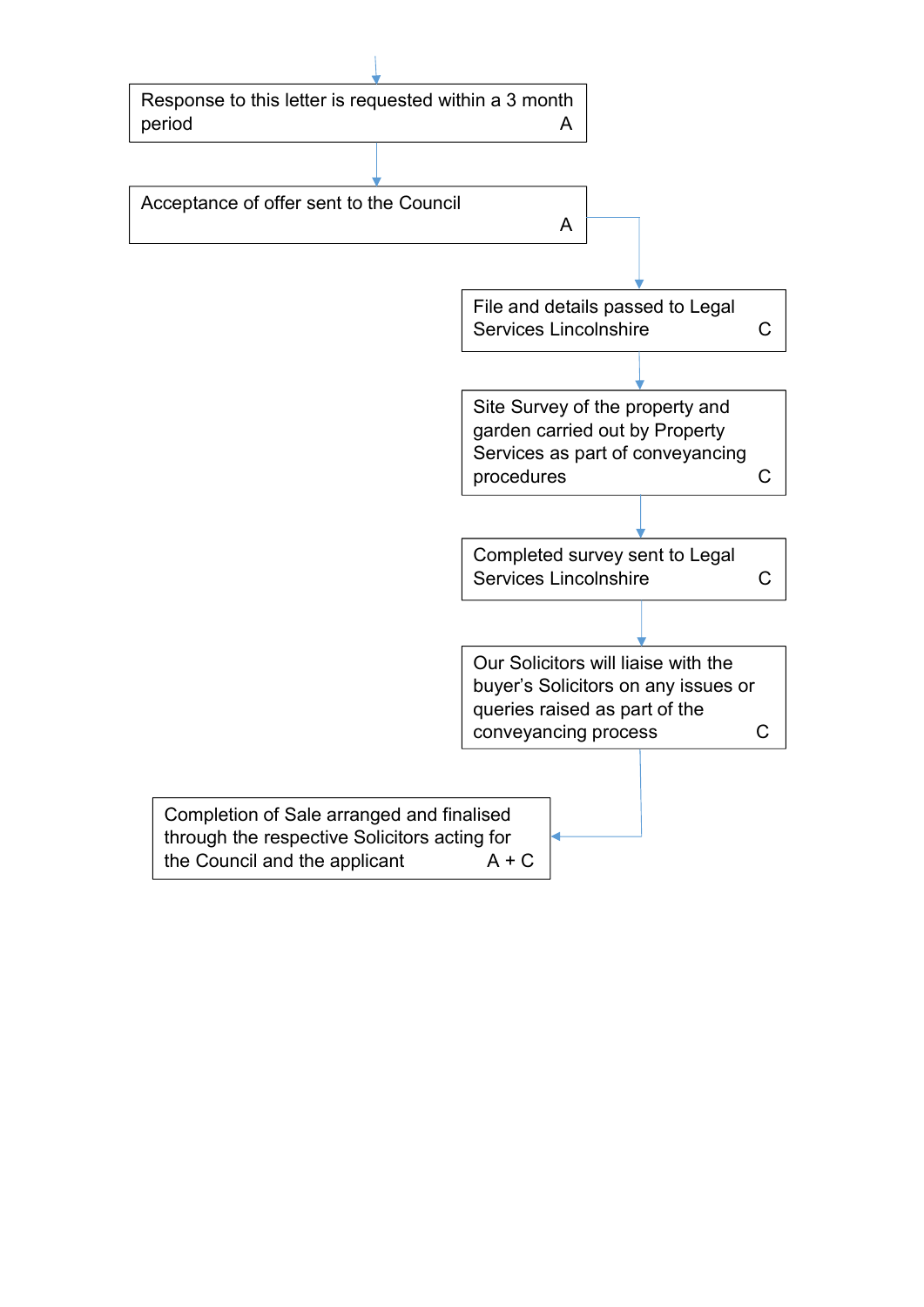Response to this letter is requested within a 3 month period A

Acceptance of offer sent to the Council A

File and details passed to Legal Services Lincolnshire C

Site Survey of the property and garden carried out by Property Services as part of conveyancing procedures C

Completed survey sent to Legal Services Lincolnshire C

Our Solicitors will liaise with the buyer's Solicitors on any issues or queries raised as part of the conveyancing process C

Completion of Sale arranged and finalised through the respective Solicitors acting for the Council and the applicant A + C